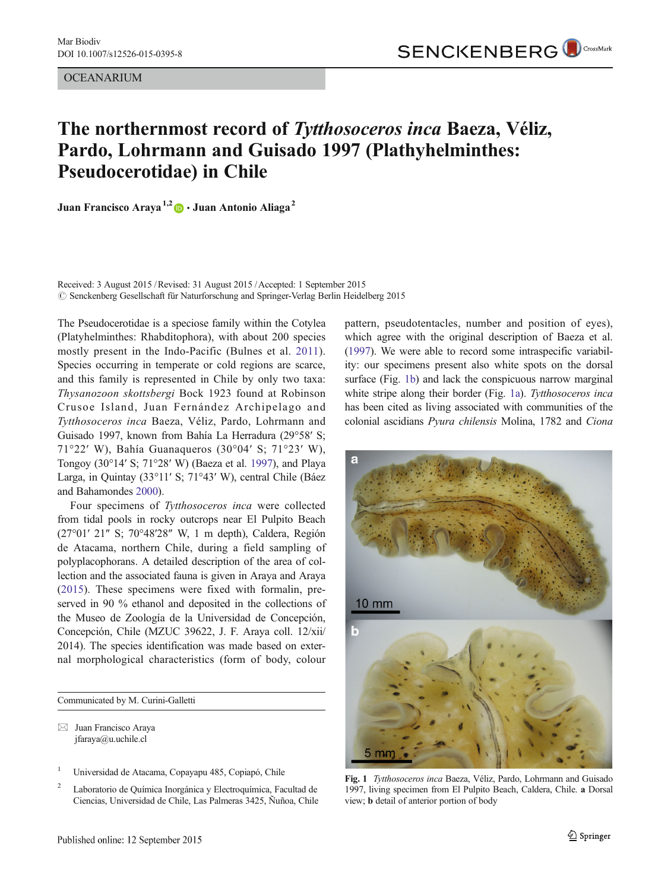OCEANARIUM

# The northernmost record of *Tytthosoceros inca* Baeza, Véliz, Pardo, Lohrmann and Guisado 1997 (Plathyhelminthes: Pseudocerotidae) in Chile

**Juan Francisco Araya**[1,2] · **Juan Antonio Aliaga**[2]

Received: 3 August 2015 / Revised: 31 August 2015 / Accepted: 1 September 2015
© Senckenberg Gesellschaft für Naturforschung and Springer-Verlag Berlin Heidelberg 2015

The Pseudocerotidae is a speciose family within the Cotylea (Platyhelminthes: Rhabditophora), with about 200 species mostly present in the Indo-Pacific (Bulnes et al. 2011). Species occurring in temperate or cold regions are scarce, and this family is represented in Chile by only two taxa: *Thysanozoon skottsbergi* Bock 1923 found at Robinson Crusoe Island, Juan Fernández Archipelago and *Tytthosoceros inca* Baeza, Véliz, Pardo, Lohrmann and Guisado 1997, known from Bahía La Herradura (29°58′ S; 71°22′ W), Bahía Guanaqueros (30°04′ S; 71°23′ W), Tongoy (30°14′ S; 71°28′ W) (Baeza et al. 1997), and Playa Larga, in Quintay (33°11′ S; 71°43′ W), central Chile (Báez and Bahamondes 2000).

Four specimens of *Tytthosoceros inca* were collected from tidal pools in rocky outcrops near El Pulpito Beach (27°01′ 21″ S; 70°48′28″ W, 1 m depth), Caldera, Región de Atacama, northern Chile, during a field sampling of polyplacophorans. A detailed description of the area of collection and the associated fauna is given in Araya and Araya (2015). These specimens were fixed with formalin, preserved in 90 % ethanol and deposited in the collections of the Museo de Zoología de la Universidad de Concepción, Concepción, Chile (MZUC 39622, J. F. Araya coll. 12/xii/2014). The species identification was made based on external morphological characteristics (form of body, colour pattern, pseudotentacles, number and position of eyes), which agree with the original description of Baeza et al. (1997). We were able to record some intraspecific variability: our specimens present also white spots on the dorsal surface (Fig. 1b) and lack the conspicuous narrow marginal white stripe along their border (Fig. 1a). *Tytthosoceros inca* has been cited as living associated with communities of the colonial ascidians *Pyura chilensis* Molina, 1782 and *Ciona*

**Fig. 1** *Tytthosoceros inca* Baeza, Véliz, Pardo, Lohrmann and Guisado 1997, living specimen from El Pulpito Beach, Caldera, Chile. **a** Dorsal view; **b** detail of anterior portion of body

Communicated by M. Curini-Galletti

✉ Juan Francisco Araya
jfaraya@u.uchile.cl

[1] Universidad de Atacama, Copayapu 485, Copiapó, Chile

[2] Laboratorio de Química Inorgánica y Electroquímica, Facultad de Ciencias, Universidad de Chile, Las Palmeras 3425, Ñuñoa, Chile

Published online: 12 September 2015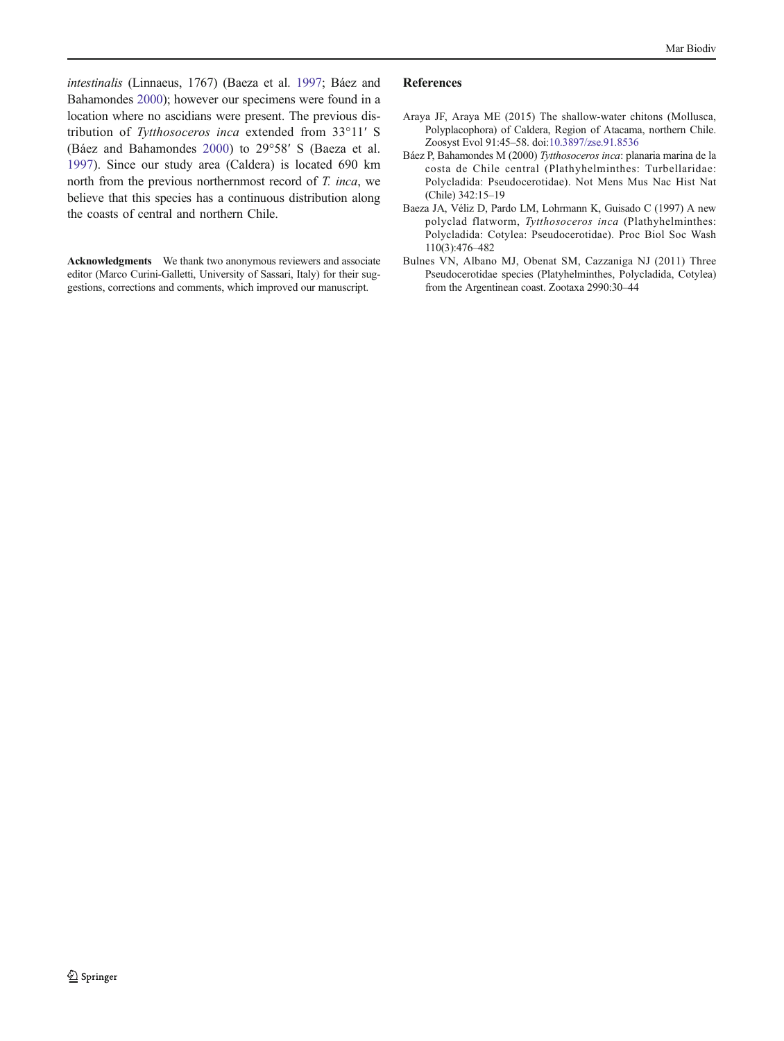*intestinalis* (Linnaeus, 1767) (Baeza et al. 1997; Báez and Bahamondes 2000); however our specimens were found in a location where no ascidians were present. The previous distribution of *Tytthosoceros inca* extended from 33°11′ S (Báez and Bahamondes 2000) to 29°58′ S (Baeza et al. 1997). Since our study area (Caldera) is located 690 km north from the previous northernmost record of *T. inca*, we believe that this species has a continuous distribution along the coasts of central and northern Chile.

**Acknowledgments** We thank two anonymous reviewers and associate editor (Marco Curini-Galletti, University of Sassari, Italy) for their suggestions, corrections and comments, which improved our manuscript.

## References

Araya JF, Araya ME (2015) The shallow-water chitons (Mollusca, Polyplacophora) of Caldera, Region of Atacama, northern Chile. Zoosyst Evol 91:45–58. doi:10.3897/zse.91.8536

Báez P, Bahamondes M (2000) *Tytthosoceros inca*: planaria marina de la costa de Chile central (Plathyhelminthes: Turbellaridae: Polycladida: Pseudocerotidae). Not Mens Mus Nac Hist Nat (Chile) 342:15–19

Baeza JA, Véliz D, Pardo LM, Lohrmann K, Guisado C (1997) A new polyclad flatworm, *Tytthosoceros inca* (Plathyhelminthes: Polycladida: Cotylea: Pseudocerotidae). Proc Biol Soc Wash 110(3):476–482

Bulnes VN, Albano MJ, Obenat SM, Cazzaniga NJ (2011) Three Pseudocerotidae species (Platyhelminthes, Polycladida, Cotylea) from the Argentinean coast. Zootaxa 2990:30–44